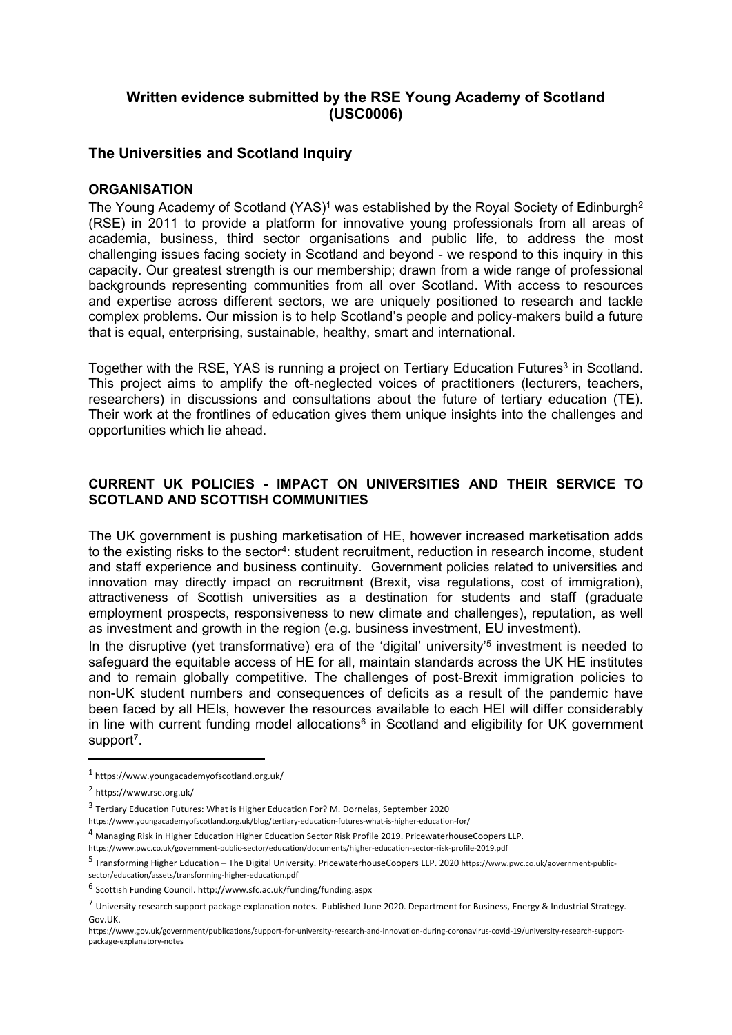## Written evidence submitted by the RSE Young Academy of Scotland (USC0006)

## The Universities and Scotland Inquiry

### ORGANISATION

The Young Academy of Scotland (YAS)[1] was established by the Royal Society of Edinburgh[2] (RSE) in 2011 to provide a platform for innovative young professionals from all areas of academia, business, third sector organisations and public life, to address the most challenging issues facing society in Scotland and beyond - we respond to this inquiry in this capacity. Our greatest strength is our membership; drawn from a wide range of professional backgrounds representing communities from all over Scotland. With access to resources and expertise across different sectors, we are uniquely positioned to research and tackle complex problems. Our mission is to help Scotland's people and policy-makers build a future that is equal, enterprising, sustainable, healthy, smart and international.

Together with the RSE, YAS is running a project on Tertiary Education Futures[3] in Scotland. This project aims to amplify the oft-neglected voices of practitioners (lecturers, teachers, researchers) in discussions and consultations about the future of tertiary education (TE). Their work at the frontlines of education gives them unique insights into the challenges and opportunities which lie ahead.

### CURRENT UK POLICIES - IMPACT ON UNIVERSITIES AND THEIR SERVICE TO SCOTLAND AND SCOTTISH COMMUNITIES

The UK government is pushing marketisation of HE, however increased marketisation adds to the existing risks to the sector[4]: student recruitment, reduction in research income, student and staff experience and business continuity. Government policies related to universities and innovation may directly impact on recruitment (Brexit, visa regulations, cost of immigration), attractiveness of Scottish universities as a destination for students and staff (graduate employment prospects, responsiveness to new climate and challenges), reputation, as well as investment and growth in the region (e.g. business investment, EU investment).

In the disruptive (yet transformative) era of the 'digital' university'[5] investment is needed to safeguard the equitable access of HE for all, maintain standards across the UK HE institutes and to remain globally competitive. The challenges of post-Brexit immigration policies to non-UK student numbers and consequences of deficits as a result of the pandemic have been faced by all HEIs, however the resources available to each HEI will differ considerably in line with current funding model allocations[6] in Scotland and eligibility for UK government support[7].

---

[1] https://www.youngacademyofscotland.org.uk/

[2] https://www.rse.org.uk/

[3] Tertiary Education Futures: What is Higher Education For? M. Dornelas, September 2020 https://www.youngacademyofscotland.org.uk/blog/tertiary-education-futures-what-is-higher-education-for/

[4] Managing Risk in Higher Education Higher Education Sector Risk Profile 2019. PricewaterhouseCoopers LLP. https://www.pwc.co.uk/government-public-sector/education/documents/higher-education-sector-risk-profile-2019.pdf

[5] Transforming Higher Education – The Digital University. PricewaterhouseCoopers LLP. 2020 https://www.pwc.co.uk/government-public-sector/education/assets/transforming-higher-education.pdf

[6] Scottish Funding Council. http://www.sfc.ac.uk/funding/funding.aspx

[7] University research support package explanation notes. Published June 2020. Department for Business, Energy & Industrial Strategy. Gov.UK. https://www.gov.uk/government/publications/support-for-university-research-and-innovation-during-coronavirus-covid-19/university-research-support-package-explanatory-notes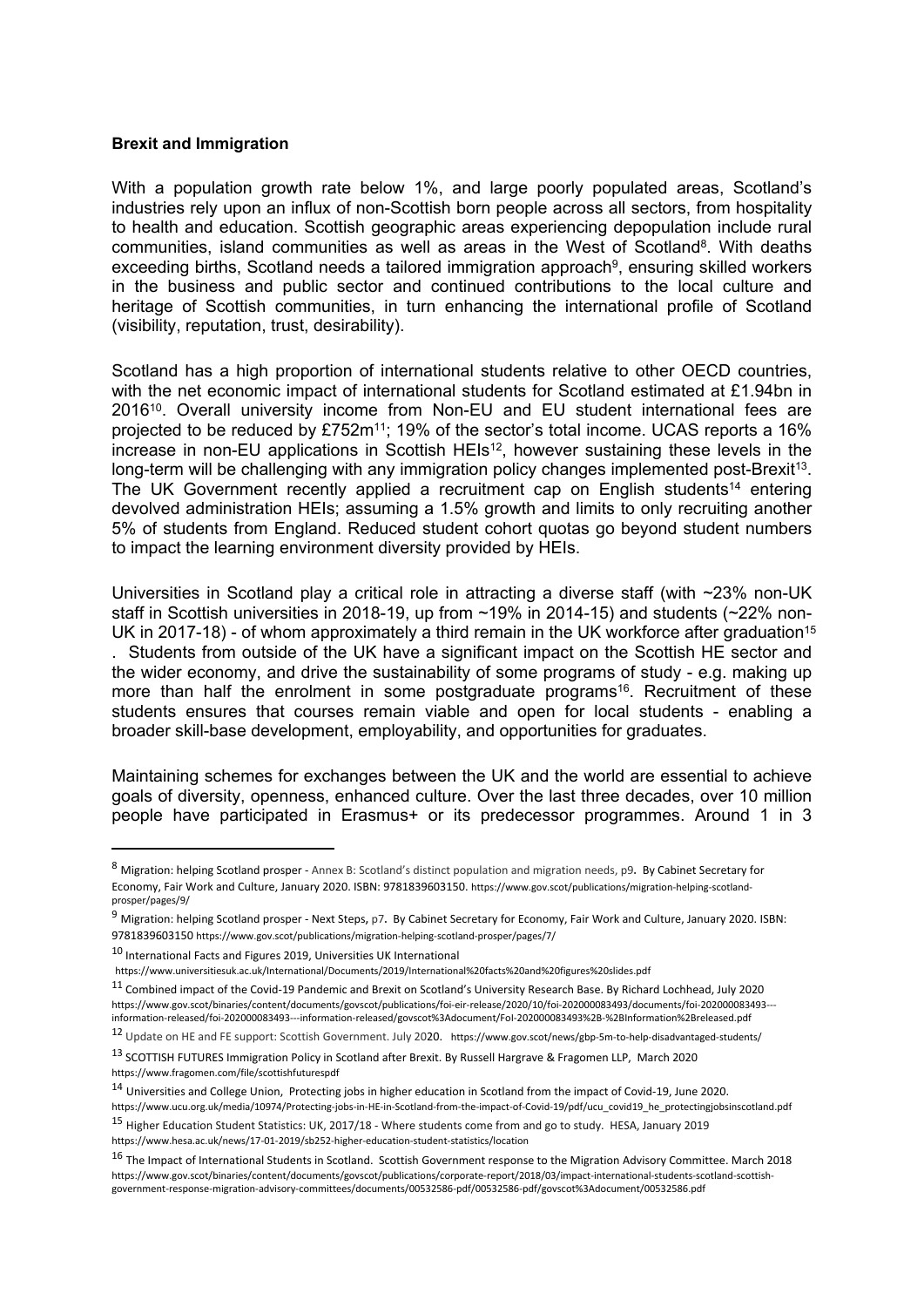**Brexit and Immigration**

With a population growth rate below 1%, and large poorly populated areas, Scotland's industries rely upon an influx of non-Scottish born people across all sectors, from hospitality to health and education. Scottish geographic areas experiencing depopulation include rural communities, island communities as well as areas in the West of Scotland[8]. With deaths exceeding births, Scotland needs a tailored immigration approach[9], ensuring skilled workers in the business and public sector and continued contributions to the local culture and heritage of Scottish communities, in turn enhancing the international profile of Scotland (visibility, reputation, trust, desirability).

Scotland has a high proportion of international students relative to other OECD countries, with the net economic impact of international students for Scotland estimated at £1.94bn in 2016[10]. Overall university income from Non-EU and EU student international fees are projected to be reduced by £752m[11]; 19% of the sector's total income. UCAS reports a 16% increase in non-EU applications in Scottish HEIs[12], however sustaining these levels in the long-term will be challenging with any immigration policy changes implemented post-Brexit[13]. The UK Government recently applied a recruitment cap on English students[14] entering devolved administration HEIs; assuming a 1.5% growth and limits to only recruiting another 5% of students from England. Reduced student cohort quotas go beyond student numbers to impact the learning environment diversity provided by HEIs.

Universities in Scotland play a critical role in attracting a diverse staff (with ~23% non-UK staff in Scottish universities in 2018-19, up from ~19% in 2014-15) and students (~22% non-UK in 2017-18) - of whom approximately a third remain in the UK workforce after graduation[15]. Students from outside of the UK have a significant impact on the Scottish HE sector and the wider economy, and drive the sustainability of some programs of study - e.g. making up more than half the enrolment in some postgraduate programs[16]. Recruitment of these students ensures that courses remain viable and open for local students - enabling a broader skill-base development, employability, and opportunities for graduates.

Maintaining schemes for exchanges between the UK and the world are essential to achieve goals of diversity, openness, enhanced culture. Over the last three decades, over 10 million people have participated in Erasmus+ or its predecessor programmes. Around 1 in 3

---

[8] Migration: helping Scotland prosper - Annex B: Scotland's distinct population and migration needs, p9. By Cabinet Secretary for Economy, Fair Work and Culture, January 2020. ISBN: 9781839603150. https://www.gov.scot/publications/migration-helping-scotland-prosper/pages/9/

[9] Migration: helping Scotland prosper - Next Steps, p7. By Cabinet Secretary for Economy, Fair Work and Culture, January 2020. ISBN: 9781839603150 https://www.gov.scot/publications/migration-helping-scotland-prosper/pages/7/

[10] International Facts and Figures 2019, Universities UK International https://www.universitiesuk.ac.uk/International/Documents/2019/International%20facts%20and%20figures%20slides.pdf

[11] Combined impact of the Covid-19 Pandemic and Brexit on Scotland's University Research Base. By Richard Lochhead, July 2020 https://www.gov.scot/binaries/content/documents/govscot/publications/foi-eir-release/2020/10/foi-202000083493/documents/foi-202000083493---information-released/foi-202000083493---information-released/govscot%3Adocument/FoI-202000083493%2B-%2BInformation%2Breleased.pdf

[12] Update on HE and FE support: Scottish Government. July 2020. https://www.gov.scot/news/gbp-5m-to-help-disadvantaged-students/

[13] SCOTTISH FUTURES Immigration Policy in Scotland after Brexit. By Russell Hargrave & Fragomen LLP, March 2020 https://www.fragomen.com/file/scottishfuturespdf

[14] Universities and College Union, Protecting jobs in higher education in Scotland from the impact of Covid-19, June 2020. https://www.ucu.org.uk/media/10974/Protecting-jobs-in-HE-in-Scotland-from-the-impact-of-Covid-19/pdf/ucu_covid19_he_protectingjobsinscotland.pdf

[15] Higher Education Student Statistics: UK, 2017/18 - Where students come from and go to study. HESA, January 2019 https://www.hesa.ac.uk/news/17-01-2019/sb252-higher-education-student-statistics/location

[16] The Impact of International Students in Scotland. Scottish Government response to the Migration Advisory Committee. March 2018 https://www.gov.scot/binaries/content/documents/govscot/publications/corporate-report/2018/03/impact-international-students-scotland-scottish-government-response-migration-advisory-committees/documents/00532586-pdf/00532586-pdf/govscot%3Adocument/00532586.pdf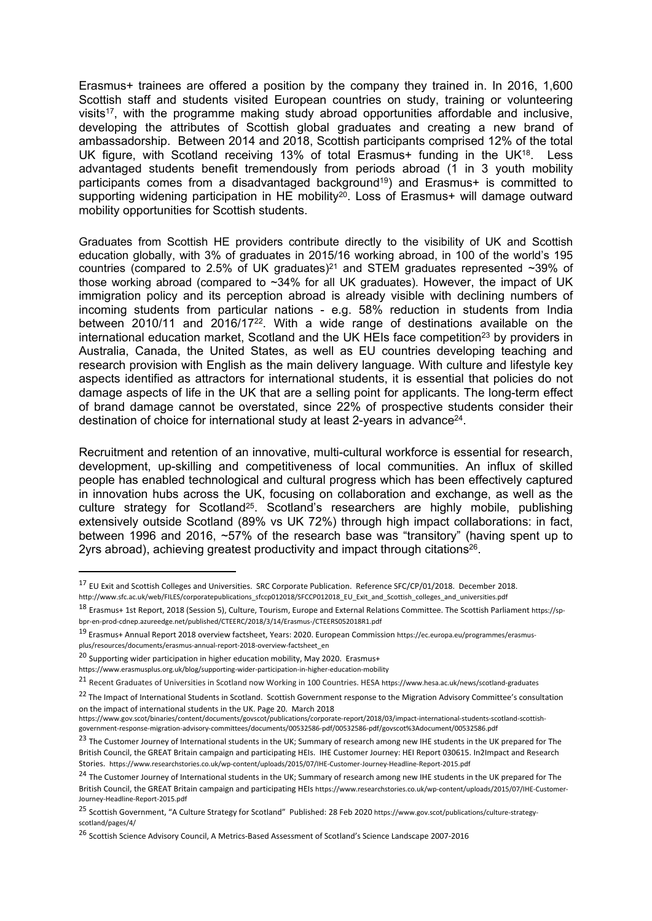Erasmus+ trainees are offered a position by the company they trained in. In 2016, 1,600 Scottish staff and students visited European countries on study, training or volunteering visits[17], with the programme making study abroad opportunities affordable and inclusive, developing the attributes of Scottish global graduates and creating a new brand of ambassadorship. Between 2014 and 2018, Scottish participants comprised 12% of the total UK figure, with Scotland receiving 13% of total Erasmus+ funding in the UK[18]. Less advantaged students benefit tremendously from periods abroad (1 in 3 youth mobility participants comes from a disadvantaged background[19]) and Erasmus+ is committed to supporting widening participation in HE mobility[20]. Loss of Erasmus+ will damage outward mobility opportunities for Scottish students.

Graduates from Scottish HE providers contribute directly to the visibility of UK and Scottish education globally, with 3% of graduates in 2015/16 working abroad, in 100 of the world's 195 countries (compared to 2.5% of UK graduates)[21] and STEM graduates represented ~39% of those working abroad (compared to ~34% for all UK graduates). However, the impact of UK immigration policy and its perception abroad is already visible with declining numbers of incoming students from particular nations - e.g. 58% reduction in students from India between 2010/11 and 2016/17[22]. With a wide range of destinations available on the international education market, Scotland and the UK HEIs face competition[23] by providers in Australia, Canada, the United States, as well as EU countries developing teaching and research provision with English as the main delivery language. With culture and lifestyle key aspects identified as attractors for international students, it is essential that policies do not damage aspects of life in the UK that are a selling point for applicants. The long-term effect of brand damage cannot be overstated, since 22% of prospective students consider their destination of choice for international study at least 2-years in advance[24].

Recruitment and retention of an innovative, multi-cultural workforce is essential for research, development, up-skilling and competitiveness of local communities. An influx of skilled people has enabled technological and cultural progress which has been effectively captured in innovation hubs across the UK, focusing on collaboration and exchange, as well as the culture strategy for Scotland[25]. Scotland's researchers are highly mobile, publishing extensively outside Scotland (89% vs UK 72%) through high impact collaborations: in fact, between 1996 and 2016, ~57% of the research base was "transitory" (having spent up to 2yrs abroad), achieving greatest productivity and impact through citations[26].

---

[17] EU Exit and Scottish Colleges and Universities. SRC Corporate Publication. Reference SFC/CP/01/2018. December 2018. http://www.sfc.ac.uk/web/FILES/corporatepublications_sfccp012018/SFCCP012018_EU_Exit_and_Scottish_colleges_and_universities.pdf

[18] Erasmus+ 1st Report, 2018 (Session 5), Culture, Tourism, Europe and External Relations Committee. The Scottish Parliament https://sp-bpr-en-prod-cdnep.azureedge.net/published/CTEERC/2018/3/14/Erasmus-/CTEERS052018R1.pdf

[19] Erasmus+ Annual Report 2018 overview factsheet, Years: 2020. European Commission https://ec.europa.eu/programmes/erasmus-plus/resources/documents/erasmus-annual-report-2018-overview-factsheet_en

[20] Supporting wider participation in higher education mobility, May 2020. Erasmus+ https://www.erasmusplus.org.uk/blog/supporting-wider-participation-in-higher-education-mobility

[21] Recent Graduates of Universities in Scotland now Working in 100 Countries. HESA https://www.hesa.ac.uk/news/scotland-graduates

[22] The Impact of International Students in Scotland. Scottish Government response to the Migration Advisory Committee's consultation on the impact of international students in the UK. Page 20. March 2018 https://www.gov.scot/binaries/content/documents/govscot/publications/corporate-report/2018/03/impact-international-students-scotland-scottish-government-response-migration-advisory-committees/documents/00532586-pdf/00532586-pdf/govscot%3Adocument/00532586.pdf

[23] The Customer Journey of International students in the UK; Summary of research among new IHE students in the UK prepared for The British Council, the GREAT Britain campaign and participating HEIs. IHE Customer Journey: HEI Report 030615. In2Impact and Research Stories. https://www.researchstories.co.uk/wp-content/uploads/2015/07/IHE-Customer-Journey-Headline-Report-2015.pdf

[24] The Customer Journey of International students in the UK; Summary of research among new IHE students in the UK prepared for The British Council, the GREAT Britain campaign and participating HEIs https://www.researchstories.co.uk/wp-content/uploads/2015/07/IHE-Customer-Journey-Headline-Report-2015.pdf

[25] Scottish Government, "A Culture Strategy for Scotland" Published: 28 Feb 2020 https://www.gov.scot/publications/culture-strategy-scotland/pages/4/

[26] Scottish Science Advisory Council, A Metrics-Based Assessment of Scotland's Science Landscape 2007-2016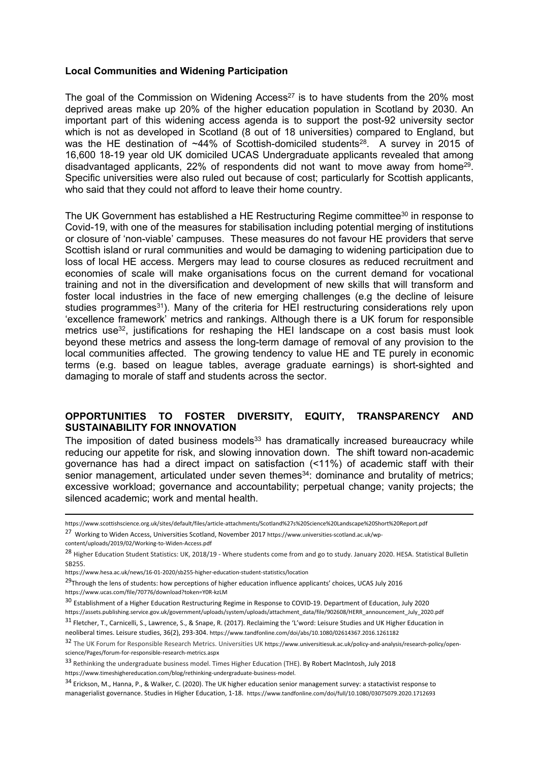**Local Communities and Widening Participation**

The goal of the Commission on Widening Access[27] is to have students from the 20% most deprived areas make up 20% of the higher education population in Scotland by 2030. An important part of this widening access agenda is to support the post-92 university sector which is not as developed in Scotland (8 out of 18 universities) compared to England, but was the HE destination of ~44% of Scottish-domiciled students[28]. A survey in 2015 of 16,600 18-19 year old UK domiciled UCAS Undergraduate applicants revealed that among disadvantaged applicants, 22% of respondents did not want to move away from home[29]. Specific universities were also ruled out because of cost; particularly for Scottish applicants, who said that they could not afford to leave their home country.

The UK Government has established a HE Restructuring Regime committee[30] in response to Covid-19, with one of the measures for stabilisation including potential merging of institutions or closure of 'non-viable' campuses. These measures do not favour HE providers that serve Scottish island or rural communities and would be damaging to widening participation due to loss of local HE access. Mergers may lead to course closures as reduced recruitment and economies of scale will make organisations focus on the current demand for vocational training and not in the diversification and development of new skills that will transform and foster local industries in the face of new emerging challenges (e.g the decline of leisure studies programmes[31]). Many of the criteria for HEI restructuring considerations rely upon 'excellence framework' metrics and rankings. Although there is a UK forum for responsible metrics use[32], justifications for reshaping the HEI landscape on a cost basis must look beyond these metrics and assess the long-term damage of removal of any provision to the local communities affected. The growing tendency to value HE and TE purely in economic terms (e.g. based on league tables, average graduate earnings) is short-sighted and damaging to morale of staff and students across the sector.

## OPPORTUNITIES TO FOSTER DIVERSITY, EQUITY, TRANSPARENCY AND SUSTAINABILITY FOR INNOVATION

The imposition of dated business models[33] has dramatically increased bureaucracy while reducing our appetite for risk, and slowing innovation down. The shift toward non-academic governance has had a direct impact on satisfaction (<11%) of academic staff with their senior management, articulated under seven themes[34]: dominance and brutality of metrics; excessive workload; governance and accountability; perpetual change; vanity projects; the silenced academic; work and mental health.

---

https://www.scottishscience.org.uk/sites/default/files/article-attachments/Scotland%27s%20Science%20Landscape%20Short%20Report.pdf

[27] Working to Widen Access, Universities Scotland, November 2017 https://www.universities-scotland.ac.uk/wp-content/uploads/2019/02/Working-to-Widen-Access.pdf

[28] Higher Education Student Statistics: UK, 2018/19 - Where students come from and go to study. January 2020. HESA. Statistical Bulletin SB255.
https://www.hesa.ac.uk/news/16-01-2020/sb255-higher-education-student-statistics/location

[29] Through the lens of students: how perceptions of higher education influence applicants' choices, UCAS July 2016
https://www.ucas.com/file/70776/download?token=Y0R-kzLM

[30] Establishment of a Higher Education Restructuring Regime in Response to COVID-19. Department of Education, July 2020
https://assets.publishing.service.gov.uk/government/uploads/system/uploads/attachment_data/file/902608/HERR_announcement_July_2020.pdf

[31] Fletcher, T., Carnicelli, S., Lawrence, S., & Snape, R. (2017). Reclaiming the 'L'word: Leisure Studies and UK Higher Education in neoliberal times. Leisure studies, 36(2), 293-304. https://www.tandfonline.com/doi/abs/10.1080/02614367.2016.1261182

[32] The UK Forum for Responsible Research Metrics. Universities UK https://www.universitiesuk.ac.uk/policy-and-analysis/research-policy/open-science/Pages/forum-for-responsible-research-metrics.aspx

[33] Rethinking the undergraduate business model. Times Higher Education (THE). By Robert MacIntosh, July 2018
https://www.timeshighereducation.com/blog/rethinking-undergraduate-business-model.

[34] Erickson, M., Hanna, P., & Walker, C. (2020). The UK higher education senior management survey: a statactivist response to managerialist governance. Studies in Higher Education, 1-18. https://www.tandfonline.com/doi/full/10.1080/03075079.2020.1712693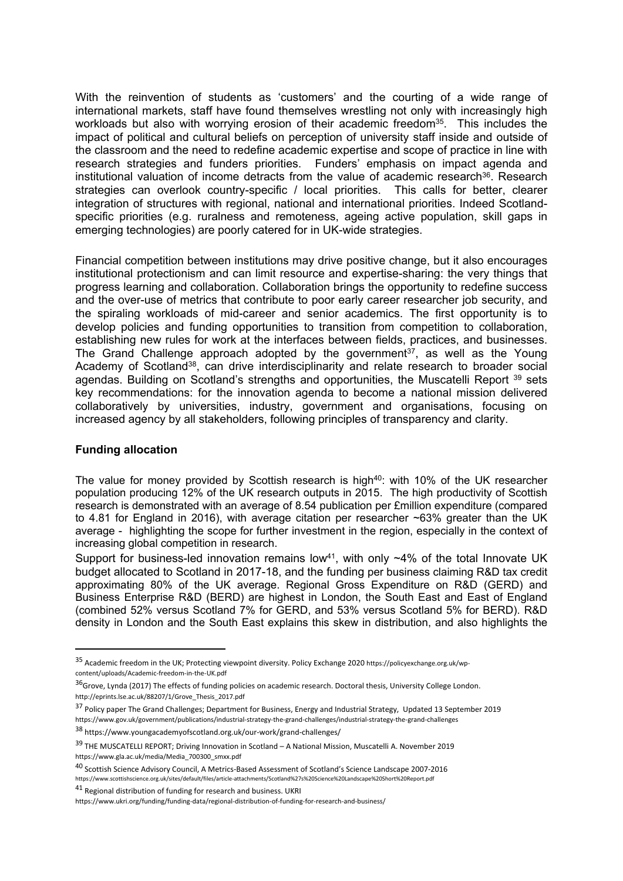With the reinvention of students as 'customers' and the courting of a wide range of international markets, staff have found themselves wrestling not only with increasingly high workloads but also with worrying erosion of their academic freedom[35]. This includes the impact of political and cultural beliefs on perception of university staff inside and outside of the classroom and the need to redefine academic expertise and scope of practice in line with research strategies and funders priorities. Funders' emphasis on impact agenda and institutional valuation of income detracts from the value of academic research[36]. Research strategies can overlook country-specific / local priorities. This calls for better, clearer integration of structures with regional, national and international priorities. Indeed Scotland-specific priorities (e.g. ruralness and remoteness, ageing active population, skill gaps in emerging technologies) are poorly catered for in UK-wide strategies.

Financial competition between institutions may drive positive change, but it also encourages institutional protectionism and can limit resource and expertise-sharing: the very things that progress learning and collaboration. Collaboration brings the opportunity to redefine success and the over-use of metrics that contribute to poor early career researcher job security, and the spiraling workloads of mid-career and senior academics. The first opportunity is to develop policies and funding opportunities to transition from competition to collaboration, establishing new rules for work at the interfaces between fields, practices, and businesses. The Grand Challenge approach adopted by the government[37], as well as the Young Academy of Scotland[38], can drive interdisciplinarity and relate research to broader social agendas. Building on Scotland's strengths and opportunities, the Muscatelli Report [39] sets key recommendations: for the innovation agenda to become a national mission delivered collaboratively by universities, industry, government and organisations, focusing on increased agency by all stakeholders, following principles of transparency and clarity.

### Funding allocation

The value for money provided by Scottish research is high[40]: with 10% of the UK researcher population producing 12% of the UK research outputs in 2015. The high productivity of Scottish research is demonstrated with an average of 8.54 publication per £million expenditure (compared to 4.81 for England in 2016), with average citation per researcher ~63% greater than the UK average - highlighting the scope for further investment in the region, especially in the context of increasing global competition in research.

Support for business-led innovation remains low[41], with only ~4% of the total Innovate UK budget allocated to Scotland in 2017-18, and the funding per business claiming R&D tax credit approximating 80% of the UK average. Regional Gross Expenditure on R&D (GERD) and Business Enterprise R&D (BERD) are highest in London, the South East and East of England (combined 52% versus Scotland 7% for GERD, and 53% versus Scotland 5% for BERD). R&D density in London and the South East explains this skew in distribution, and also highlights the

---

[35] Academic freedom in the UK; Protecting viewpoint diversity. Policy Exchange 2020 https://policyexchange.org.uk/wp-content/uploads/Academic-freedom-in-the-UK.pdf

[36] Grove, Lynda (2017) The effects of funding policies on academic research. Doctoral thesis, University College London. http://eprints.lse.ac.uk/88207/1/Grove_Thesis_2017.pdf

[37] Policy paper The Grand Challenges; Department for Business, Energy and Industrial Strategy, Updated 13 September 2019 https://www.gov.uk/government/publications/industrial-strategy-the-grand-challenges/industrial-strategy-the-grand-challenges

[38] https://www.youngacademyofscotland.org.uk/our-work/grand-challenges/

[39] THE MUSCATELLI REPORT; Driving Innovation in Scotland – A National Mission, Muscatelli A. November 2019 https://www.gla.ac.uk/media/Media_700300_smxx.pdf

[40] Scottish Science Advisory Council, A Metrics-Based Assessment of Scotland's Science Landscape 2007-2016 https://www.scottishscience.org.uk/sites/default/files/article-attachments/Scotland%27s%20Science%20Landscape%20Short%20Report.pdf

[41] Regional distribution of funding for research and business. UKRI https://www.ukri.org/funding/funding-data/regional-distribution-of-funding-for-research-and-business/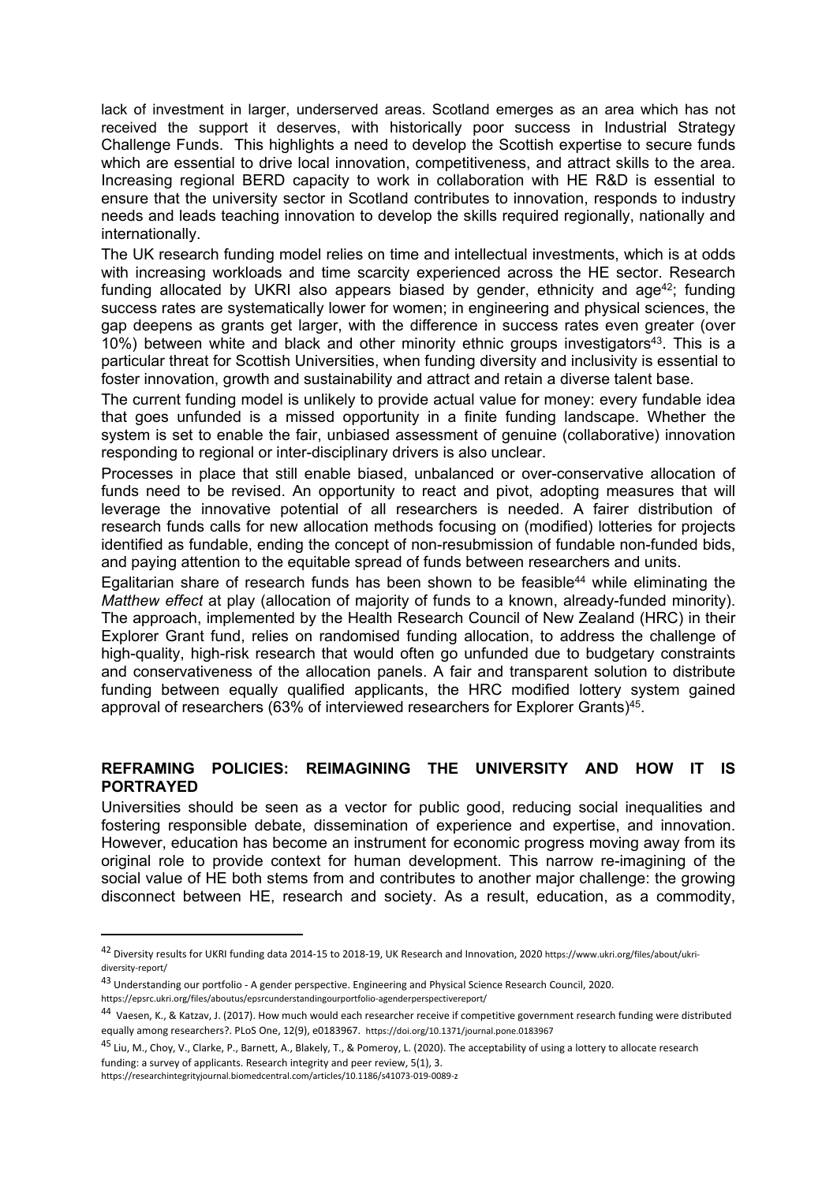lack of investment in larger, underserved areas. Scotland emerges as an area which has not received the support it deserves, with historically poor success in Industrial Strategy Challenge Funds. This highlights a need to develop the Scottish expertise to secure funds which are essential to drive local innovation, competitiveness, and attract skills to the area. Increasing regional BERD capacity to work in collaboration with HE R&D is essential to ensure that the university sector in Scotland contributes to innovation, responds to industry needs and leads teaching innovation to develop the skills required regionally, nationally and internationally.

The UK research funding model relies on time and intellectual investments, which is at odds with increasing workloads and time scarcity experienced across the HE sector. Research funding allocated by UKRI also appears biased by gender, ethnicity and age[42]; funding success rates are systematically lower for women; in engineering and physical sciences, the gap deepens as grants get larger, with the difference in success rates even greater (over 10%) between white and black and other minority ethnic groups investigators[43]. This is a particular threat for Scottish Universities, when funding diversity and inclusivity is essential to foster innovation, growth and sustainability and attract and retain a diverse talent base.

The current funding model is unlikely to provide actual value for money: every fundable idea that goes unfunded is a missed opportunity in a finite funding landscape. Whether the system is set to enable the fair, unbiased assessment of genuine (collaborative) innovation responding to regional or inter-disciplinary drivers is also unclear.

Processes in place that still enable biased, unbalanced or over-conservative allocation of funds need to be revised. An opportunity to react and pivot, adopting measures that will leverage the innovative potential of all researchers is needed. A fairer distribution of research funds calls for new allocation methods focusing on (modified) lotteries for projects identified as fundable, ending the concept of non-resubmission of fundable non-funded bids, and paying attention to the equitable spread of funds between researchers and units.

Egalitarian share of research funds has been shown to be feasible[44] while eliminating the *Matthew effect* at play (allocation of majority of funds to a known, already-funded minority). The approach, implemented by the Health Research Council of New Zealand (HRC) in their Explorer Grant fund, relies on randomised funding allocation, to address the challenge of high-quality, high-risk research that would often go unfunded due to budgetary constraints and conservativeness of the allocation panels. A fair and transparent solution to distribute funding between equally qualified applicants, the HRC modified lottery system gained approval of researchers (63% of interviewed researchers for Explorer Grants)[45].

## REFRAMING POLICIES: REIMAGINING THE UNIVERSITY AND HOW IT IS PORTRAYED

Universities should be seen as a vector for public good, reducing social inequalities and fostering responsible debate, dissemination of experience and expertise, and innovation. However, education has become an instrument for economic progress moving away from its original role to provide context for human development. This narrow re-imagining of the social value of HE both stems from and contributes to another major challenge: the growing disconnect between HE, research and society. As a result, education, as a commodity,

---

[42] Diversity results for UKRI funding data 2014-15 to 2018-19, UK Research and Innovation, 2020 https://www.ukri.org/files/about/ukri-diversity-report/

[43] Understanding our portfolio - A gender perspective. Engineering and Physical Science Research Council, 2020. https://epsrc.ukri.org/files/aboutus/epsrcunderstandingourportfolio-agenderperspectivereport/

[44] Vaesen, K., & Katzav, J. (2017). How much would each researcher receive if competitive government research funding were distributed equally among researchers?. PLoS One, 12(9), e0183967. https://doi.org/10.1371/journal.pone.0183967

[45] Liu, M., Choy, V., Clarke, P., Barnett, A., Blakely, T., & Pomeroy, L. (2020). The acceptability of using a lottery to allocate research funding: a survey of applicants. Research integrity and peer review, 5(1), 3. https://researchintegrityjournal.biomedcentral.com/articles/10.1186/s41073-019-0089-z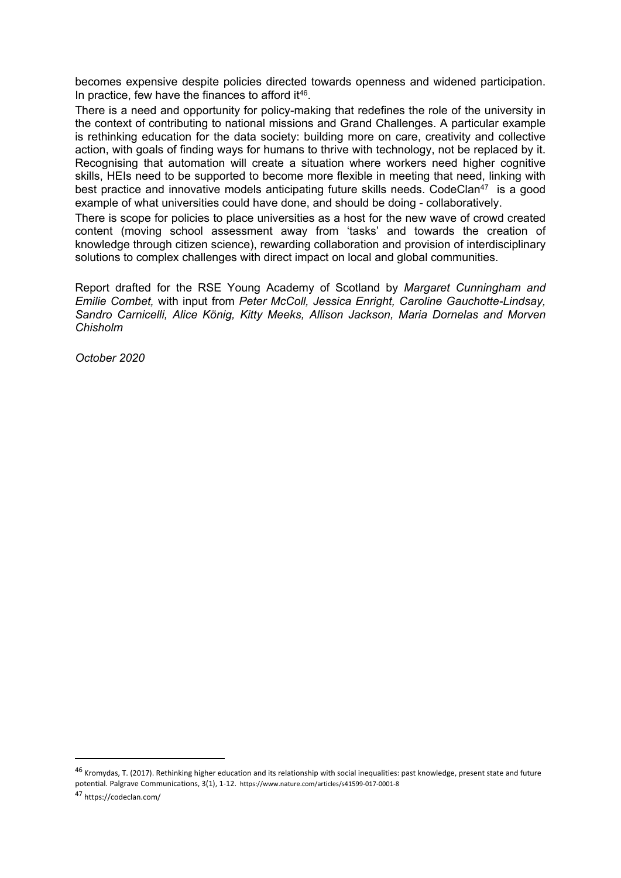becomes expensive despite policies directed towards openness and widened participation. In practice, few have the finances to afford it[46].

There is a need and opportunity for policy-making that redefines the role of the university in the context of contributing to national missions and Grand Challenges. A particular example is rethinking education for the data society: building more on care, creativity and collective action, with goals of finding ways for humans to thrive with technology, not be replaced by it. Recognising that automation will create a situation where workers need higher cognitive skills, HEIs need to be supported to become more flexible in meeting that need, linking with best practice and innovative models anticipating future skills needs. CodeClan[47] is a good example of what universities could have done, and should be doing - collaboratively.

There is scope for policies to place universities as a host for the new wave of crowd created content (moving school assessment away from 'tasks' and towards the creation of knowledge through citizen science), rewarding collaboration and provision of interdisciplinary solutions to complex challenges with direct impact on local and global communities.

Report drafted for the RSE Young Academy of Scotland by *Margaret Cunningham and Emilie Combet,* with input from *Peter McColl, Jessica Enright, Caroline Gauchotte-Lindsay, Sandro Carnicelli, Alice König, Kitty Meeks, Allison Jackson, Maria Dornelas and Morven Chisholm*

*October 2020*

---

[46] Kromydas, T. (2017). Rethinking higher education and its relationship with social inequalities: past knowledge, present state and future potential. Palgrave Communications, 3(1), 1-12. https://www.nature.com/articles/s41599-017-0001-8

[47] https://codeclan.com/